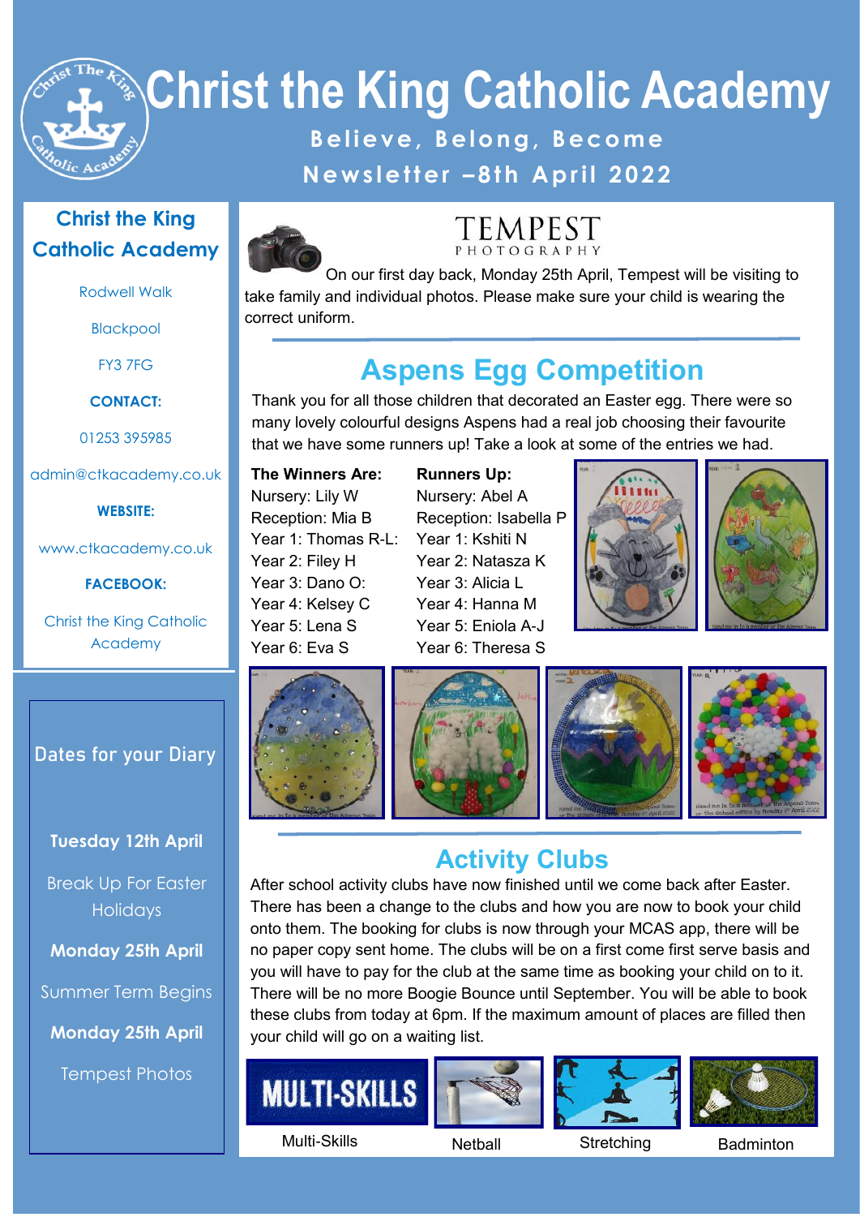# Christ the King Catholic Academy

**Believe, Belong, Become**

**Newsletter –8th April 2022**

## Christ the King Catholic Academy

Rodwell Walk

Blackpool

FY3 7FG

**CONTACT:**

01253 395985

admin@ctkacademy.co.uk

**WEBSITE:**

www.ctkacademy.co.uk

**FACEBOOK:**

Christ the King Catholic Academy

## Dates for your Diary

**Tuesday 12th April**

Break Up For Easter Holidays

**Monday 25th April**

Summer Term Begins

**Monday 25th April**

Tempest Photos

## TEMPEST PHOTOGRAPHY

On our first day back, Monday 25th April, Tempest will be visiting to take family and individual photos. Please make sure your child is wearing the correct uniform.

## Aspens Egg Competition

Thank you for all those children that decorated an Easter egg. There were so many lovely colourful designs Aspens had a real job choosing their favourite that we have some runners up! Take a look at some of the entries we had.

| The Winners Are: | Runners Up: |
| --- | --- |
| Nursery: Lily W | Nursery: Abel A |
| Reception: Mia B | Reception: Isabella P |
| Year 1: Thomas R-L: | Year 1: Kshiti N |
| Year 2: Filey H | Year 2: Natasza K |
| Year 3: Dano O: | Year 3: Alicia L |
| Year 4: Kelsey C | Year 4: Hanna M |
| Year 5: Lena S | Year 5: Eniola A-J |
| Year 6: Eva S | Year 6: Theresa S |

## Activity Clubs

After school activity clubs have now finished until we come back after Easter. There has been a change to the clubs and how you are now to book your child onto them. The booking for clubs is now through your MCAS app, there will be no paper copy sent home. The clubs will be on a first come first serve basis and you will have to pay for the club at the same time as booking your child on to it. There will be no more Boogie Bounce until September. You will be able to book these clubs from today at 6pm. If the maximum amount of places are filled then your child will go on a waiting list.

Multi-Skills

Netball

Stretching

Badminton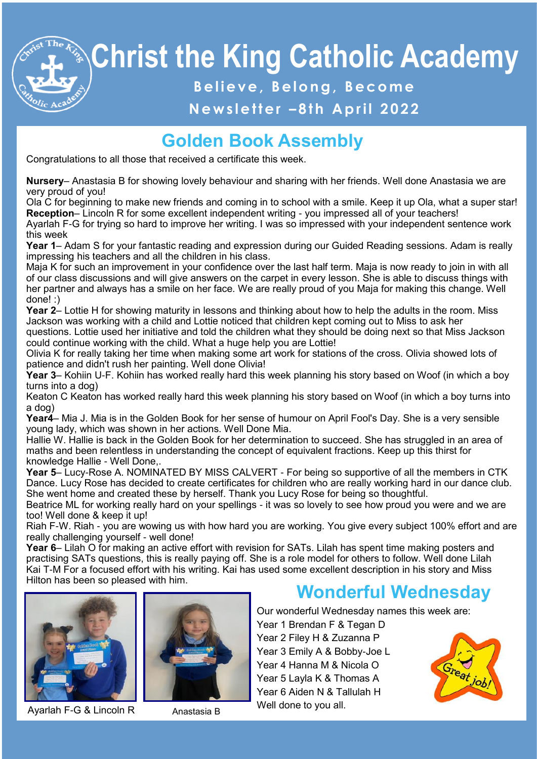# Christ the King Catholic Academy

**Believe, Belong, Become**

**Newsletter –8th April 2022**

## Golden Book Assembly

Congratulations to all those that received a certificate this week.

**Nursery**– Anastasia B for showing lovely behaviour and sharing with her friends. Well done Anastasia we are very proud of you!
Ola C for beginning to make new friends and coming in to school with a smile. Keep it up Ola, what a super star!

**Reception**– Lincoln R for some excellent independent writing - you impressed all of your teachers!
Ayarlah F-G for trying so hard to improve her writing. I was so impressed with your independent sentence work this week

**Year 1**– Adam S for your fantastic reading and expression during our Guided Reading sessions. Adam is really impressing his teachers and all the children in his class.
Maja K for such an improvement in your confidence over the last half term. Maja is now ready to join in with all of our class discussions and will give answers on the carpet in every lesson. She is able to discuss things with her partner and always has a smile on her face. We are really proud of you Maja for making this change. Well done! :)

**Year 2**– Lottie H for showing maturity in lessons and thinking about how to help the adults in the room. Miss Jackson was working with a child and Lottie noticed that children kept coming out to Miss to ask her questions. Lottie used her initiative and told the children what they should be doing next so that Miss Jackson could continue working with the child. What a huge help you are Lottie!
Olivia K for really taking her time when making some art work for stations of the cross. Olivia showed lots of patience and didn't rush her painting. Well done Olivia!

**Year 3**– Kohiin U-F. Kohiin has worked really hard this week planning his story based on Woof (in which a boy turns into a dog)
Keaton C Keaton has worked really hard this week planning his story based on Woof (in which a boy turns into a dog)

**Year4**– Mia J. Mia is in the Golden Book for her sense of humour on April Fool's Day. She is a very sensible young lady, which was shown in her actions. Well Done Mia.
Hallie W. Hallie is back in the Golden Book for her determination to succeed. She has struggled in an area of maths and been relentless in understanding the concept of equivalent fractions. Keep up this thirst for knowledge Hallie - Well Done,.

**Year 5**– Lucy-Rose A. NOMINATED BY MISS CALVERT - For being so supportive of all the members in CTK Dance. Lucy Rose has decided to create certificates for children who are really working hard in our dance club. She went home and created these by herself. Thank you Lucy Rose for being so thoughtful.
Beatrice ML for working really hard on your spellings - it was so lovely to see how proud you were and we are too! Well done & keep it up!
Riah F-W. Riah - you are wowing us with how hard you are working. You give every subject 100% effort and are really challenging yourself - well done!

**Year 6**– Lilah O for making an active effort with revision for SATs. Lilah has spent time making posters and practising SATs questions, this is really paying off. She is a role model for others to follow. Well done Lilah
Kai T-M For a focused effort with his writing. Kai has used some excellent description in his story and Miss Hilton has been so pleased with him.

Ayarlah F-G & Lincoln R

Anastasia B

## Wonderful Wednesday

Our wonderful Wednesday names this week are:

Year 1 Brendan F & Tegan D
Year 2 Filey H & Zuzanna P
Year 3 Emily A & Bobby-Joe L
Year 4 Hanna M & Nicola O
Year 5 Layla K & Thomas A
Year 6 Aiden N & Tallulah H

Well done to you all.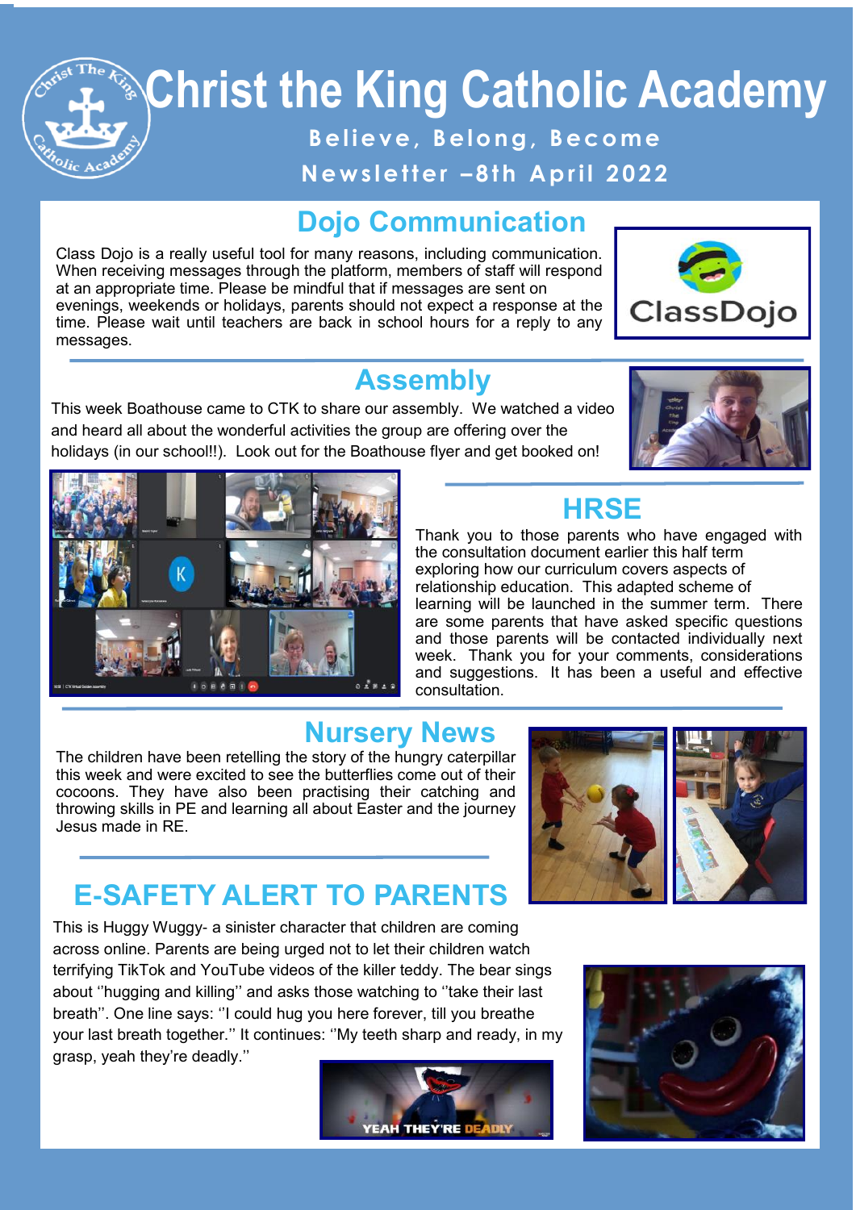# Christ the King Catholic Academy

**Believe, Belong, Become**

**Newsletter –8th April 2022**

## Dojo Communication

Class Dojo is a really useful tool for many reasons, including communication. When receiving messages through the platform, members of staff will respond at an appropriate time. Please be mindful that if messages are sent on evenings, weekends or holidays, parents should not expect a response at the time. Please wait until teachers are back in school hours for a reply to any messages.

## Assembly

This week Boathouse came to CTK to share our assembly. We watched a video and heard all about the wonderful activities the group are offering over the holidays (in our school!!). Look out for the Boathouse flyer and get booked on!

## HRSE

Thank you to those parents who have engaged with the consultation document earlier this half term exploring how our curriculum covers aspects of relationship education. This adapted scheme of learning will be launched in the summer term. There are some parents that have asked specific questions and those parents will be contacted individually next week. Thank you for your comments, considerations and suggestions. It has been a useful and effective consultation.

## Nursery News

The children have been retelling the story of the hungry caterpillar this week and were excited to see the butterflies come out of their cocoons. They have also been practising their catching and throwing skills in PE and learning all about Easter and the journey Jesus made in RE.

## E-SAFETY ALERT TO PARENTS

This is Huggy Wuggy- a sinister character that children are coming across online. Parents are being urged not to let their children watch terrifying TikTok and YouTube videos of the killer teddy. The bear sings about ''hugging and killing'' and asks those watching to ''take their last breath''. One line says: ''I could hug you here forever, till you breathe your last breath together.'' It continues: ''My teeth sharp and ready, in my grasp, yeah they're deadly.''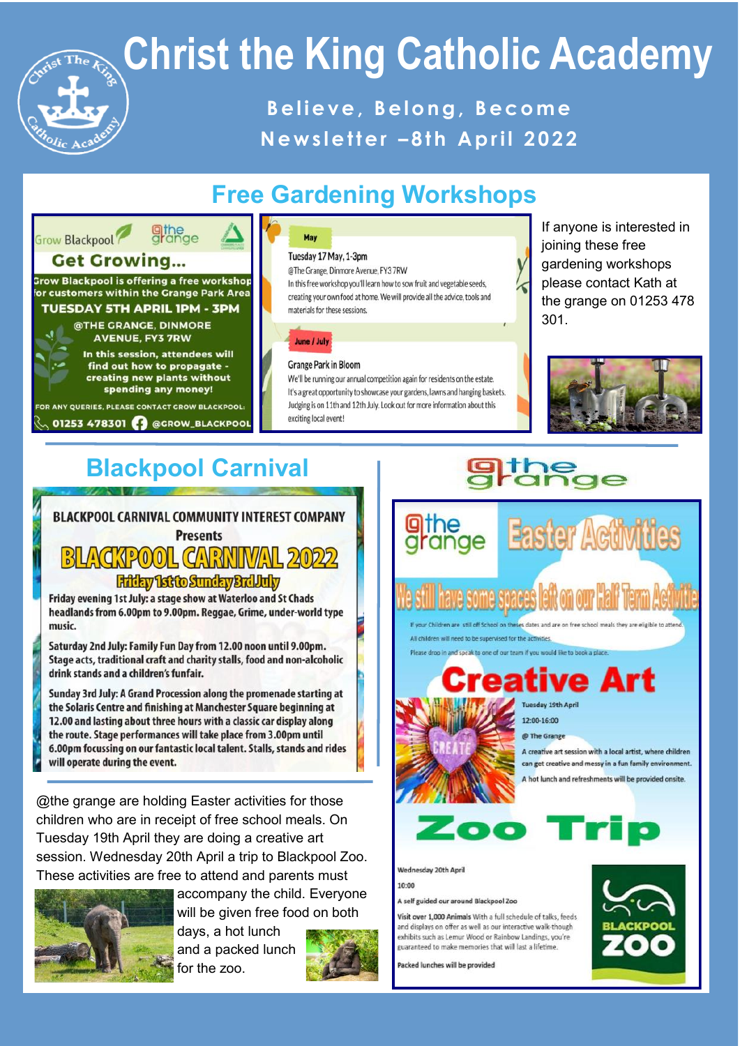# Christ the King Catholic Academy

**Believe, Belong, Become**

**Newsletter –8th April 2022**

## Free Gardening Workshops

Grow Blackpool | @the grange

**Get Growing...**

Grow Blackpool is offering a free workshop for customers within the Grange Park Area

**TUESDAY 5TH APRIL 1PM - 3PM**

@THE GRANGE, DINMORE AVENUE, FY3 7RW

In this session, attendees will find out how to propagate - creating new plants without spending any money!

FOR ANY QUERIES, PLEASE CONTACT GROW BLACKPOOL:

01253 478301 @GROW_BLACKPOOL

**May**

Tuesday 17 May, 1-3pm

@The Grange, Dinmore Avenue, FY3 7RW

In this free workshop you'll learn how to sow fruit and vegetable seeds, creating your own food at home. We will provide all the advice, tools and materials for these sessions.

**June / July**

Grange Park in Bloom

We'll be running our annual competition again for residents on the estate. It's a great opportunity to showcase your gardens, lawns and hanging baskets. Judging is on 11th and 12th July. Look out for more information about this exciting local event!

If anyone is interested in joining these free gardening workshops please contact Kath at the grange on 01253 478 301.

## Blackpool Carnival

**BLACKPOOL CARNIVAL COMMUNITY INTEREST COMPANY**

Presents

**BLACKPOOL CARNIVAL 2022**

**Friday 1st to Sunday 3rd July**

Friday evening 1st July: a stage show at Waterloo and St Chads headlands from 6.00pm to 9.00pm. Reggae, Grime, under-world type music.

Saturday 2nd July: Family Fun Day from 12.00 noon until 9.00pm. Stage acts, traditional craft and charity stalls, food and non-alcoholic drink stands and a children's funfair.

Sunday 3rd July: A Grand Procession along the promenade starting at the Solaris Centre and finishing at Manchester Square beginning at 12.00 and lasting about three hours with a classic car display along the route. Stage performances will take place from 3.00pm until 6.00pm focussing on our fantastic local talent. Stalls, stands and rides will operate during the event.

@the grange are holding Easter activities for those children who are in receipt of free school meals. On Tuesday 19th April they are doing a creative art session. Wednesday 20th April a trip to Blackpool Zoo. These activities are free to attend and parents must accompany the child. Everyone will be given free food on both days, a hot lunch and a packed lunch for the zoo.

## @the grange

### Easter Activities

**We still have some spaces left on our Half Term Activities**

If your Children are still off School on theses dates and are on free school meals they are eligible to attend.

All children will need to be supervised for the activities.

Please drop in and speak to one of our team if you would like to book a place.

### Creative Art

Tuesday 19th April

12:00-16:00

@ The Grange

A creative art session with a local artist, where children can get creative and messy in a fun family environment.

A hot lunch and refreshments will be provided onsite.

### Zoo Trip

Wednesday 20th April

10:00

A self guided our around Blackpool Zoo

Visit over 1,000 Animals With a full schedule of talks, feeds and displays on offer as well as our interactive walk-though exhibits such as Lemur Wood or Rainbow Landings, you're guaranteed to make memories that will last a lifetime.

Packed lunches will be provided

BLACKPOOL ZOO